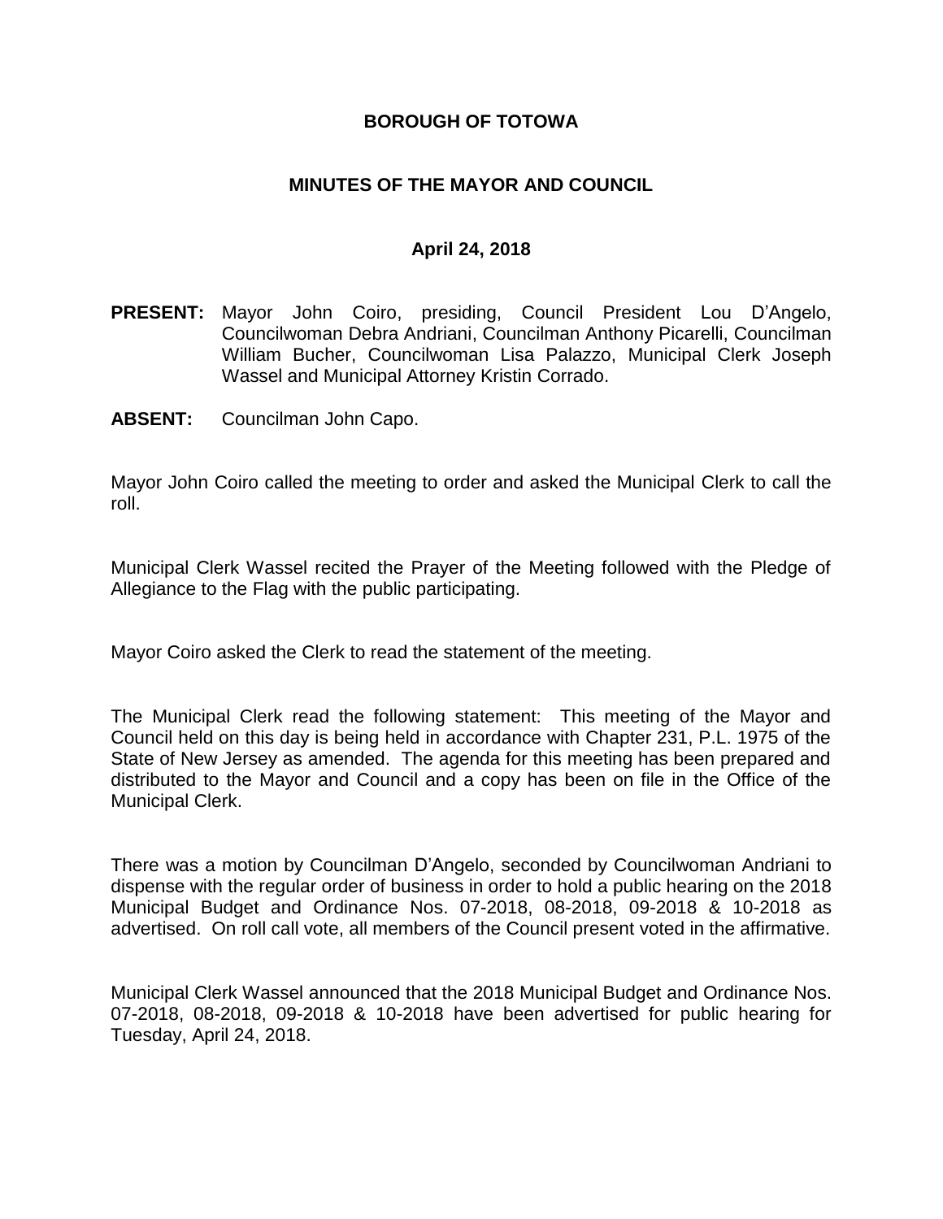# BOROUGH OF TOTOWA

## MINUTES OF THE MAYOR AND COUNCIL

### April 24, 2018

**PRESENT:** Mayor John Coiro, presiding, Council President Lou D'Angelo, Councilwoman Debra Andriani, Councilman Anthony Picarelli, Councilman William Bucher, Councilwoman Lisa Palazzo, Municipal Clerk Joseph Wassel and Municipal Attorney Kristin Corrado.

**ABSENT:** Councilman John Capo.

Mayor John Coiro called the meeting to order and asked the Municipal Clerk to call the roll.

Municipal Clerk Wassel recited the Prayer of the Meeting followed with the Pledge of Allegiance to the Flag with the public participating.

Mayor Coiro asked the Clerk to read the statement of the meeting.

The Municipal Clerk read the following statement: This meeting of the Mayor and Council held on this day is being held in accordance with Chapter 231, P.L. 1975 of the State of New Jersey as amended. The agenda for this meeting has been prepared and distributed to the Mayor and Council and a copy has been on file in the Office of the Municipal Clerk.

There was a motion by Councilman D'Angelo, seconded by Councilwoman Andriani to dispense with the regular order of business in order to hold a public hearing on the 2018 Municipal Budget and Ordinance Nos. 07-2018, 08-2018, 09-2018 & 10-2018 as advertised. On roll call vote, all members of the Council present voted in the affirmative.

Municipal Clerk Wassel announced that the 2018 Municipal Budget and Ordinance Nos. 07-2018, 08-2018, 09-2018 & 10-2018 have been advertised for public hearing for Tuesday, April 24, 2018.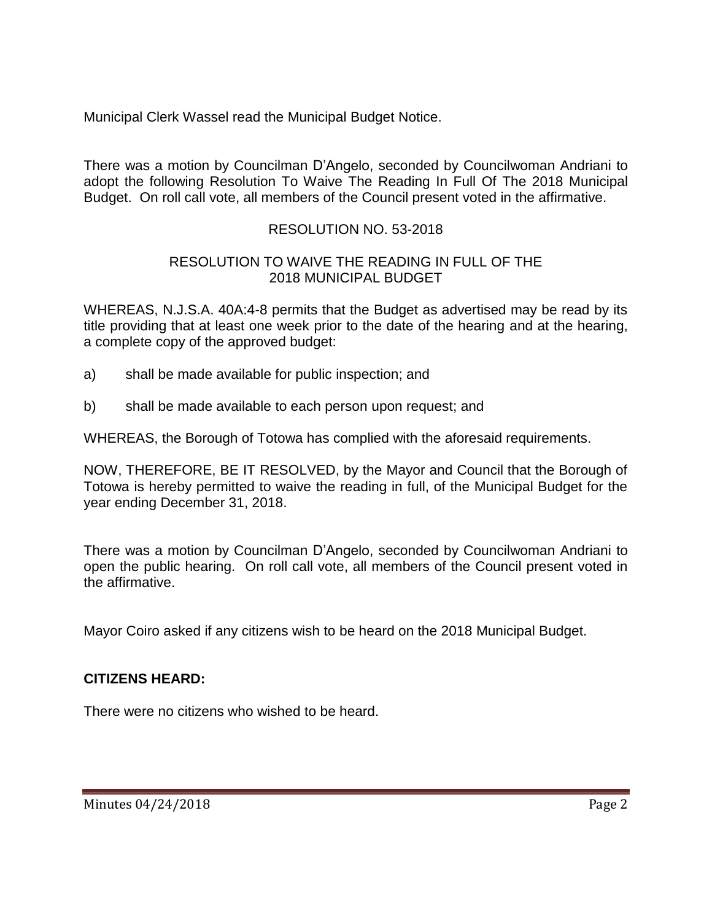Municipal Clerk Wassel read the Municipal Budget Notice.

There was a motion by Councilman D'Angelo, seconded by Councilwoman Andriani to adopt the following Resolution To Waive The Reading In Full Of The 2018 Municipal Budget. On roll call vote, all members of the Council present voted in the affirmative.

RESOLUTION NO. 53-2018

RESOLUTION TO WAIVE THE READING IN FULL OF THE 2018 MUNICIPAL BUDGET

WHEREAS, N.J.S.A. 40A:4-8 permits that the Budget as advertised may be read by its title providing that at least one week prior to the date of the hearing and at the hearing, a complete copy of the approved budget:

a) shall be made available for public inspection; and

b) shall be made available to each person upon request; and

WHEREAS, the Borough of Totowa has complied with the aforesaid requirements.

NOW, THEREFORE, BE IT RESOLVED, by the Mayor and Council that the Borough of Totowa is hereby permitted to waive the reading in full, of the Municipal Budget for the year ending December 31, 2018.

There was a motion by Councilman D'Angelo, seconded by Councilwoman Andriani to open the public hearing. On roll call vote, all members of the Council present voted in the affirmative.

Mayor Coiro asked if any citizens wish to be heard on the 2018 Municipal Budget.

**CITIZENS HEARD:**

There were no citizens who wished to be heard.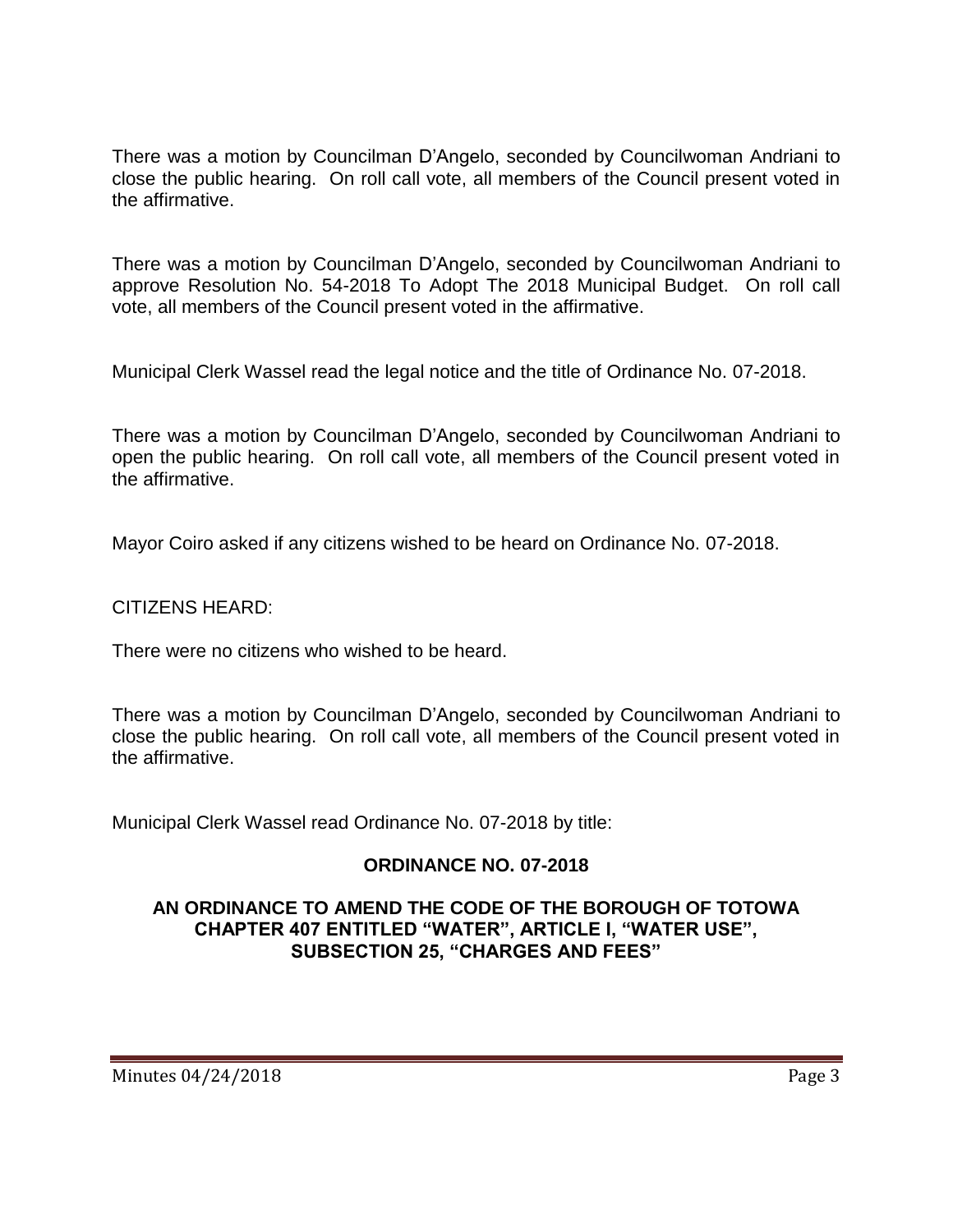There was a motion by Councilman D'Angelo, seconded by Councilwoman Andriani to close the public hearing. On roll call vote, all members of the Council present voted in the affirmative.

There was a motion by Councilman D'Angelo, seconded by Councilwoman Andriani to approve Resolution No. 54-2018 To Adopt The 2018 Municipal Budget. On roll call vote, all members of the Council present voted in the affirmative.

Municipal Clerk Wassel read the legal notice and the title of Ordinance No. 07-2018.

There was a motion by Councilman D'Angelo, seconded by Councilwoman Andriani to open the public hearing. On roll call vote, all members of the Council present voted in the affirmative.

Mayor Coiro asked if any citizens wished to be heard on Ordinance No. 07-2018.

CITIZENS HEARD:

There were no citizens who wished to be heard.

There was a motion by Councilman D'Angelo, seconded by Councilwoman Andriani to close the public hearing. On roll call vote, all members of the Council present voted in the affirmative.

Municipal Clerk Wassel read Ordinance No. 07-2018 by title:

**ORDINANCE NO. 07-2018**

**AN ORDINANCE TO AMEND THE CODE OF THE BOROUGH OF TOTOWA CHAPTER 407 ENTITLED "WATER", ARTICLE I, "WATER USE", SUBSECTION 25, "CHARGES AND FEES"**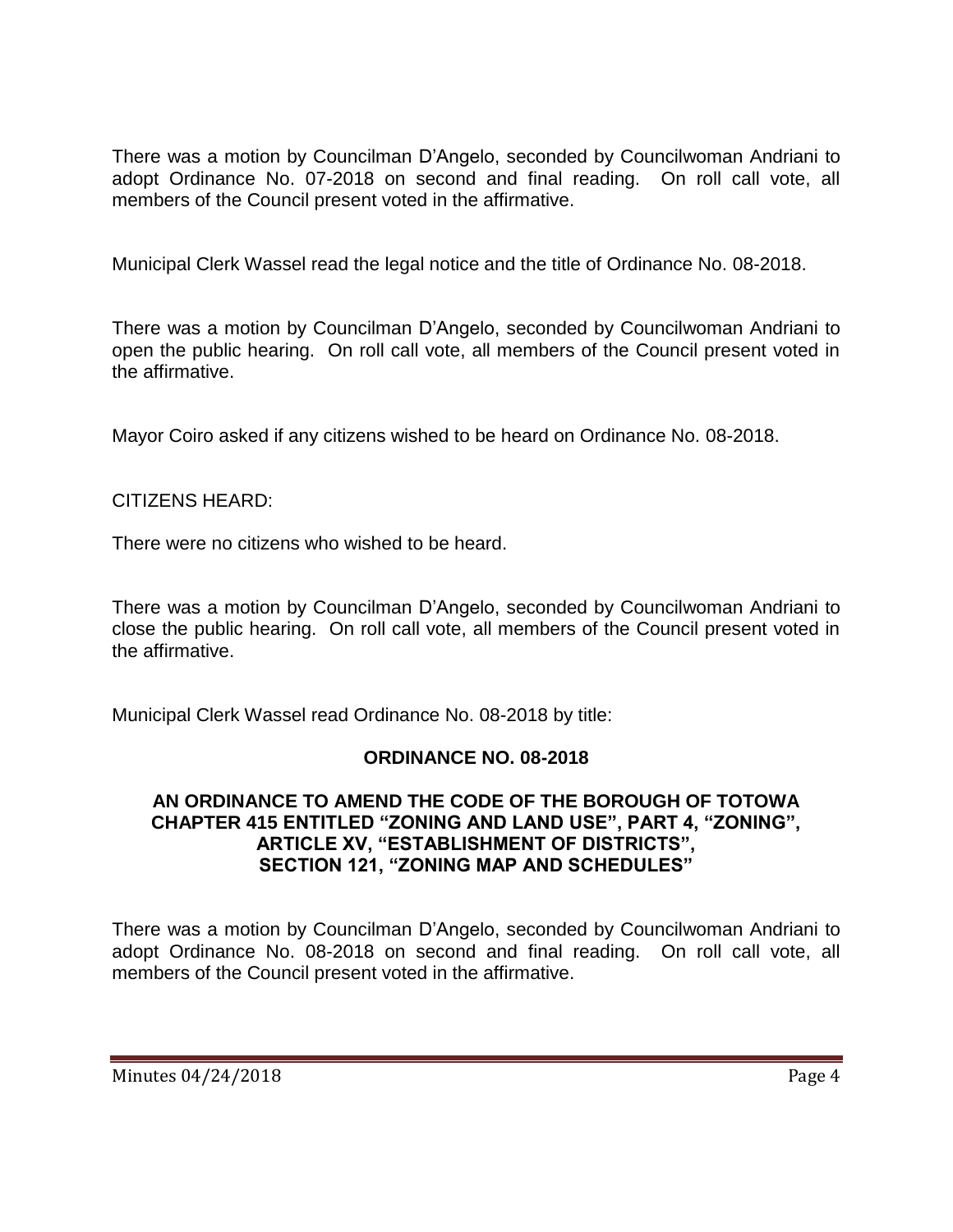There was a motion by Councilman D'Angelo, seconded by Councilwoman Andriani to adopt Ordinance No. 07-2018 on second and final reading. On roll call vote, all members of the Council present voted in the affirmative.

Municipal Clerk Wassel read the legal notice and the title of Ordinance No. 08-2018.

There was a motion by Councilman D'Angelo, seconded by Councilwoman Andriani to open the public hearing. On roll call vote, all members of the Council present voted in the affirmative.

Mayor Coiro asked if any citizens wished to be heard on Ordinance No. 08-2018.

CITIZENS HEARD:

There were no citizens who wished to be heard.

There was a motion by Councilman D'Angelo, seconded by Councilwoman Andriani to close the public hearing. On roll call vote, all members of the Council present voted in the affirmative.

Municipal Clerk Wassel read Ordinance No. 08-2018 by title:

**ORDINANCE NO. 08-2018**

**AN ORDINANCE TO AMEND THE CODE OF THE BOROUGH OF TOTOWA CHAPTER 415 ENTITLED "ZONING AND LAND USE", PART 4, "ZONING", ARTICLE XV, "ESTABLISHMENT OF DISTRICTS", SECTION 121, "ZONING MAP AND SCHEDULES"**

There was a motion by Councilman D'Angelo, seconded by Councilwoman Andriani to adopt Ordinance No. 08-2018 on second and final reading. On roll call vote, all members of the Council present voted in the affirmative.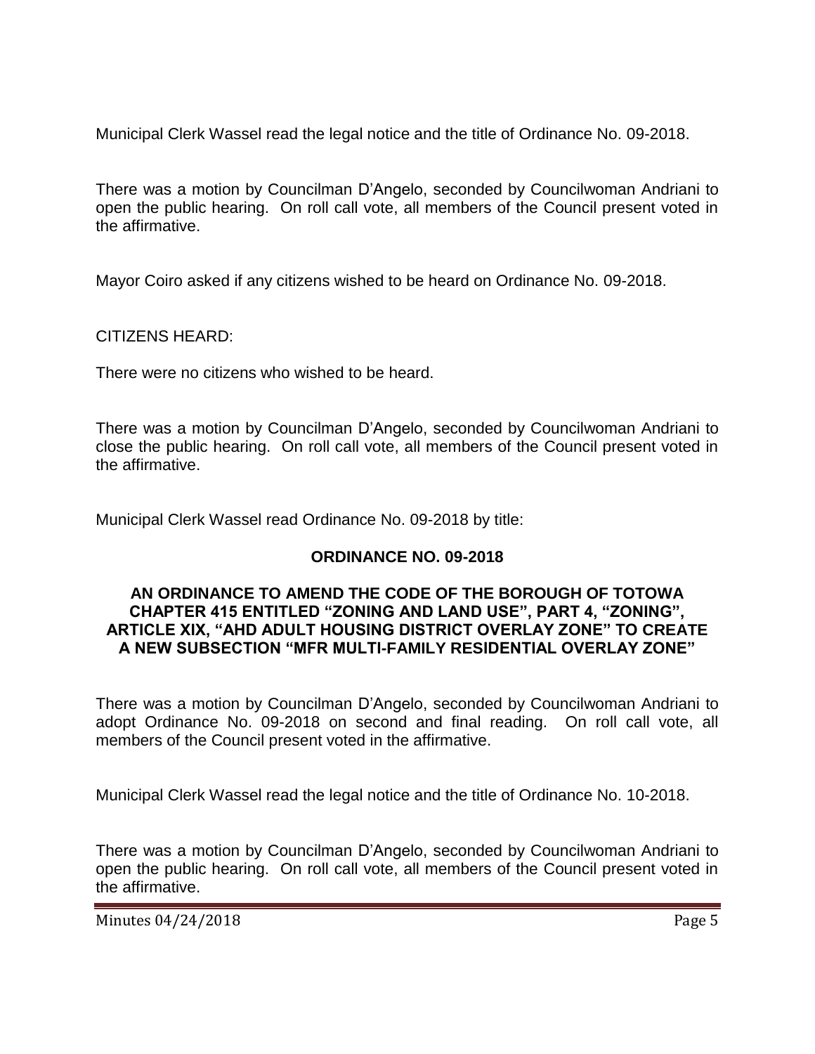Municipal Clerk Wassel read the legal notice and the title of Ordinance No. 09-2018.

There was a motion by Councilman D'Angelo, seconded by Councilwoman Andriani to open the public hearing. On roll call vote, all members of the Council present voted in the affirmative.

Mayor Coiro asked if any citizens wished to be heard on Ordinance No. 09-2018.

CITIZENS HEARD:

There were no citizens who wished to be heard.

There was a motion by Councilman D'Angelo, seconded by Councilwoman Andriani to close the public hearing. On roll call vote, all members of the Council present voted in the affirmative.

Municipal Clerk Wassel read Ordinance No. 09-2018 by title:

**ORDINANCE NO. 09-2018**

**AN ORDINANCE TO AMEND THE CODE OF THE BOROUGH OF TOTOWA CHAPTER 415 ENTITLED "ZONING AND LAND USE", PART 4, "ZONING", ARTICLE XIX, "AHD ADULT HOUSING DISTRICT OVERLAY ZONE" TO CREATE A NEW SUBSECTION "MFR MULTI-FAMILY RESIDENTIAL OVERLAY ZONE"**

There was a motion by Councilman D'Angelo, seconded by Councilwoman Andriani to adopt Ordinance No. 09-2018 on second and final reading. On roll call vote, all members of the Council present voted in the affirmative.

Municipal Clerk Wassel read the legal notice and the title of Ordinance No. 10-2018.

There was a motion by Councilman D'Angelo, seconded by Councilwoman Andriani to open the public hearing. On roll call vote, all members of the Council present voted in the affirmative.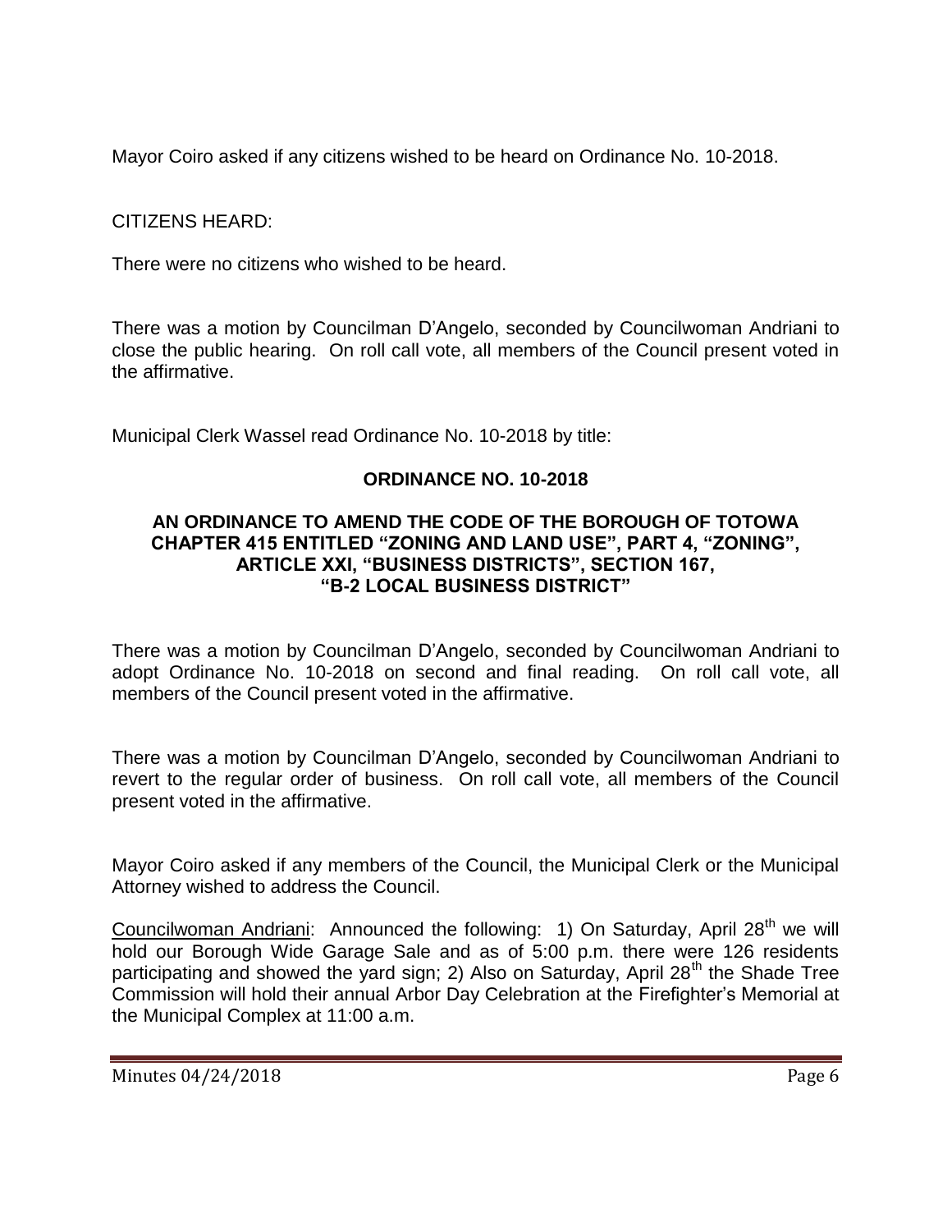Mayor Coiro asked if any citizens wished to be heard on Ordinance No. 10-2018.

CITIZENS HEARD:

There were no citizens who wished to be heard.

There was a motion by Councilman D'Angelo, seconded by Councilwoman Andriani to close the public hearing. On roll call vote, all members of the Council present voted in the affirmative.

Municipal Clerk Wassel read Ordinance No. 10-2018 by title:

**ORDINANCE NO. 10-2018**

**AN ORDINANCE TO AMEND THE CODE OF THE BOROUGH OF TOTOWA CHAPTER 415 ENTITLED "ZONING AND LAND USE", PART 4, "ZONING", ARTICLE XXI, "BUSINESS DISTRICTS", SECTION 167, "B-2 LOCAL BUSINESS DISTRICT"**

There was a motion by Councilman D'Angelo, seconded by Councilwoman Andriani to adopt Ordinance No. 10-2018 on second and final reading. On roll call vote, all members of the Council present voted in the affirmative.

There was a motion by Councilman D'Angelo, seconded by Councilwoman Andriani to revert to the regular order of business. On roll call vote, all members of the Council present voted in the affirmative.

Mayor Coiro asked if any members of the Council, the Municipal Clerk or the Municipal Attorney wished to address the Council.

Councilwoman Andriani: Announced the following: 1) On Saturday, April 28th we will hold our Borough Wide Garage Sale and as of 5:00 p.m. there were 126 residents participating and showed the yard sign; 2) Also on Saturday, April 28th the Shade Tree Commission will hold their annual Arbor Day Celebration at the Firefighter's Memorial at the Municipal Complex at 11:00 a.m.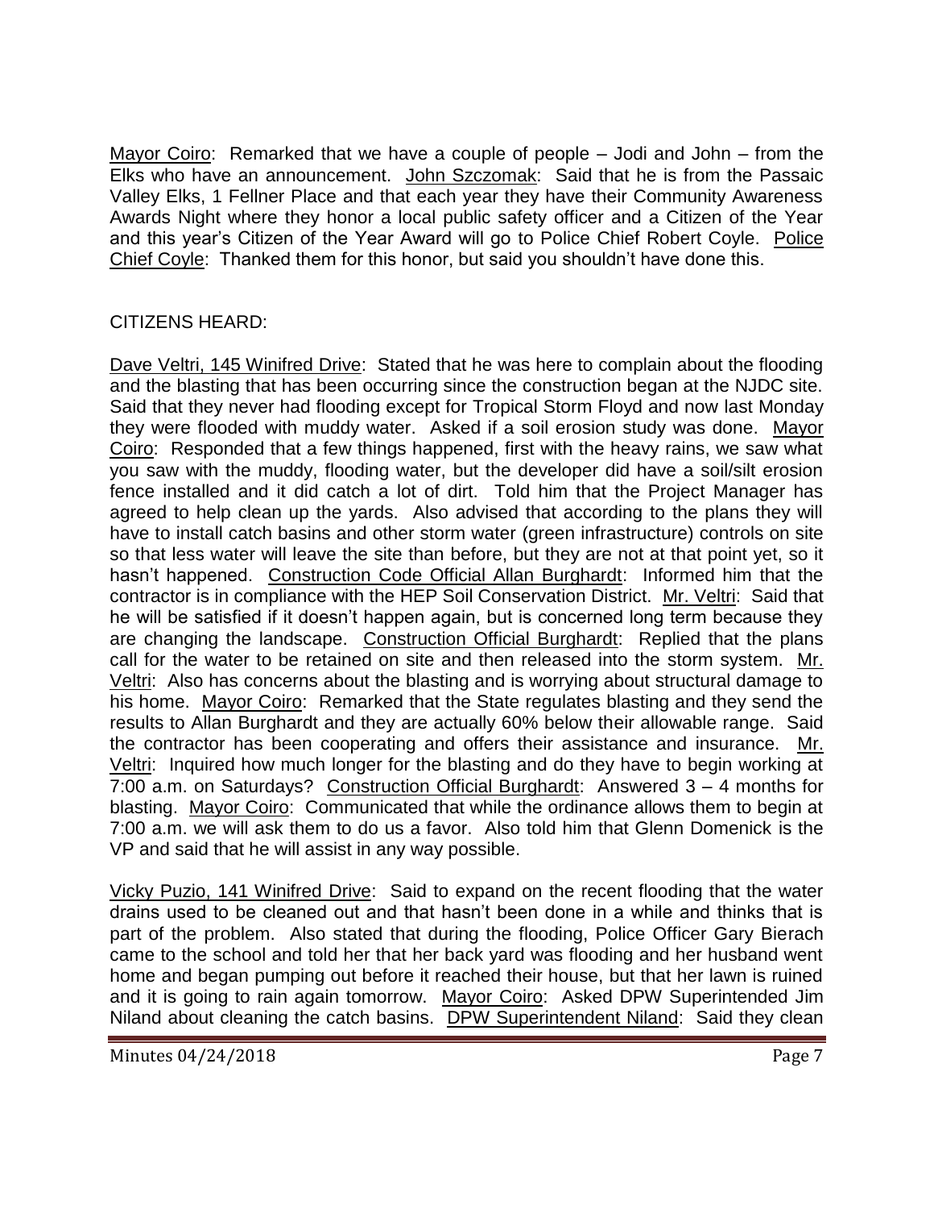Mayor Coiro: Remarked that we have a couple of people – Jodi and John – from the Elks who have an announcement. John Szczomak: Said that he is from the Passaic Valley Elks, 1 Fellner Place and that each year they have their Community Awareness Awards Night where they honor a local public safety officer and a Citizen of the Year and this year's Citizen of the Year Award will go to Police Chief Robert Coyle. Police Chief Coyle: Thanked them for this honor, but said you shouldn't have done this.

CITIZENS HEARD:

Dave Veltri, 145 Winifred Drive: Stated that he was here to complain about the flooding and the blasting that has been occurring since the construction began at the NJDC site. Said that they never had flooding except for Tropical Storm Floyd and now last Monday they were flooded with muddy water. Asked if a soil erosion study was done. Mayor Coiro: Responded that a few things happened, first with the heavy rains, we saw what you saw with the muddy, flooding water, but the developer did have a soil/silt erosion fence installed and it did catch a lot of dirt. Told him that the Project Manager has agreed to help clean up the yards. Also advised that according to the plans they will have to install catch basins and other storm water (green infrastructure) controls on site so that less water will leave the site than before, but they are not at that point yet, so it hasn't happened. Construction Code Official Allan Burghardt: Informed him that the contractor is in compliance with the HEP Soil Conservation District. Mr. Veltri: Said that he will be satisfied if it doesn't happen again, but is concerned long term because they are changing the landscape. Construction Official Burghardt: Replied that the plans call for the water to be retained on site and then released into the storm system. Mr. Veltri: Also has concerns about the blasting and is worrying about structural damage to his home. Mayor Coiro: Remarked that the State regulates blasting and they send the results to Allan Burghardt and they are actually 60% below their allowable range. Said the contractor has been cooperating and offers their assistance and insurance. Mr. Veltri: Inquired how much longer for the blasting and do they have to begin working at 7:00 a.m. on Saturdays? Construction Official Burghardt: Answered 3 – 4 months for blasting. Mayor Coiro: Communicated that while the ordinance allows them to begin at 7:00 a.m. we will ask them to do us a favor. Also told him that Glenn Domenick is the VP and said that he will assist in any way possible.

Vicky Puzio, 141 Winifred Drive: Said to expand on the recent flooding that the water drains used to be cleaned out and that hasn't been done in a while and thinks that is part of the problem. Also stated that during the flooding, Police Officer Gary Bierach came to the school and told her that her back yard was flooding and her husband went home and began pumping out before it reached their house, but that her lawn is ruined and it is going to rain again tomorrow. Mayor Coiro: Asked DPW Superintended Jim Niland about cleaning the catch basins. DPW Superintendent Niland: Said they clean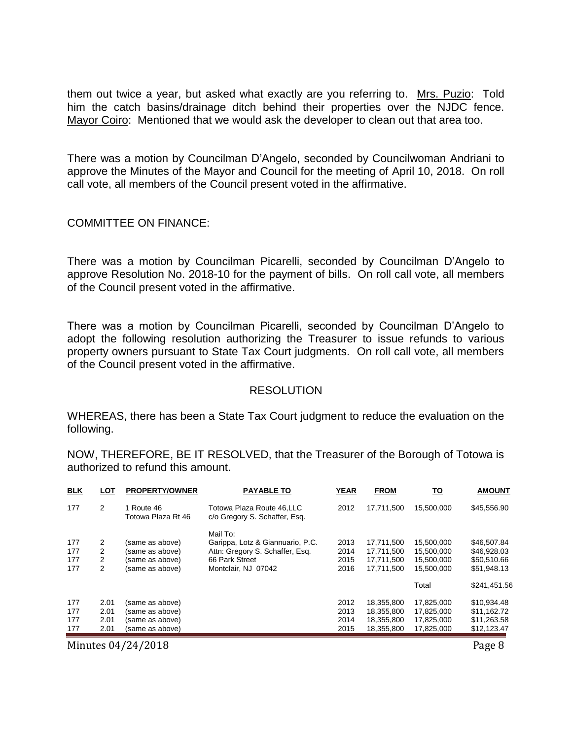them out twice a year, but asked what exactly are you referring to. Mrs. Puzio: Told him the catch basins/drainage ditch behind their properties over the NJDC fence. Mayor Coiro: Mentioned that we would ask the developer to clean out that area too.

There was a motion by Councilman D'Angelo, seconded by Councilwoman Andriani to approve the Minutes of the Mayor and Council for the meeting of April 10, 2018. On roll call vote, all members of the Council present voted in the affirmative.

COMMITTEE ON FINANCE:

There was a motion by Councilman Picarelli, seconded by Councilman D'Angelo to approve Resolution No. 2018-10 for the payment of bills. On roll call vote, all members of the Council present voted in the affirmative.

There was a motion by Councilman Picarelli, seconded by Councilman D'Angelo to adopt the following resolution authorizing the Treasurer to issue refunds to various property owners pursuant to State Tax Court judgments. On roll call vote, all members of the Council present voted in the affirmative.

RESOLUTION

WHEREAS, there has been a State Tax Court judgment to reduce the evaluation on the following.

NOW, THEREFORE, BE IT RESOLVED, that the Treasurer of the Borough of Totowa is authorized to refund this amount.

| BLK | LOT | PROPERTY/OWNER | PAYABLE TO | YEAR | FROM | TO | AMOUNT |
|---|---|---|---|---|---|---|---|
| 177 | 2 | 1 Route 46 Totowa Plaza Rt 46 | Totowa Plaza Route 46,LLC c/o Gregory S. Schaffer, Esq. | 2012 | 17,711,500 | 15,500,000 | $45,556.90 |
| | | | Mail To: | | | | |
| 177 | 2 | (same as above) | Garippa, Lotz & Giannuario, P.C. | 2013 | 17,711,500 | 15,500,000 | $46,507.84 |
| 177 | 2 | (same as above) | Attn: Gregory S. Schaffer, Esq. | 2014 | 17,711,500 | 15,500,000 | $46,928.03 |
| 177 | 2 | (same as above) | 66 Park Street | 2015 | 17,711,500 | 15,500,000 | $50,510.66 |
| 177 | 2 | (same as above) | Montclair, NJ 07042 | 2016 | 17,711,500 | 15,500,000 | $51,948.13 |
| | | | | | | Total | $241,451.56 |
| 177 | 2.01 | (same as above) | | 2012 | 18,355,800 | 17,825,000 | $10,934.48 |
| 177 | 2.01 | (same as above) | | 2013 | 18,355,800 | 17,825,000 | $11,162.72 |
| 177 | 2.01 | (same as above) | | 2014 | 18,355,800 | 17,825,000 | $11,263.58 |
| 177 | 2.01 | (same as above) | | 2015 | 18,355,800 | 17,825,000 | $12,123.47 |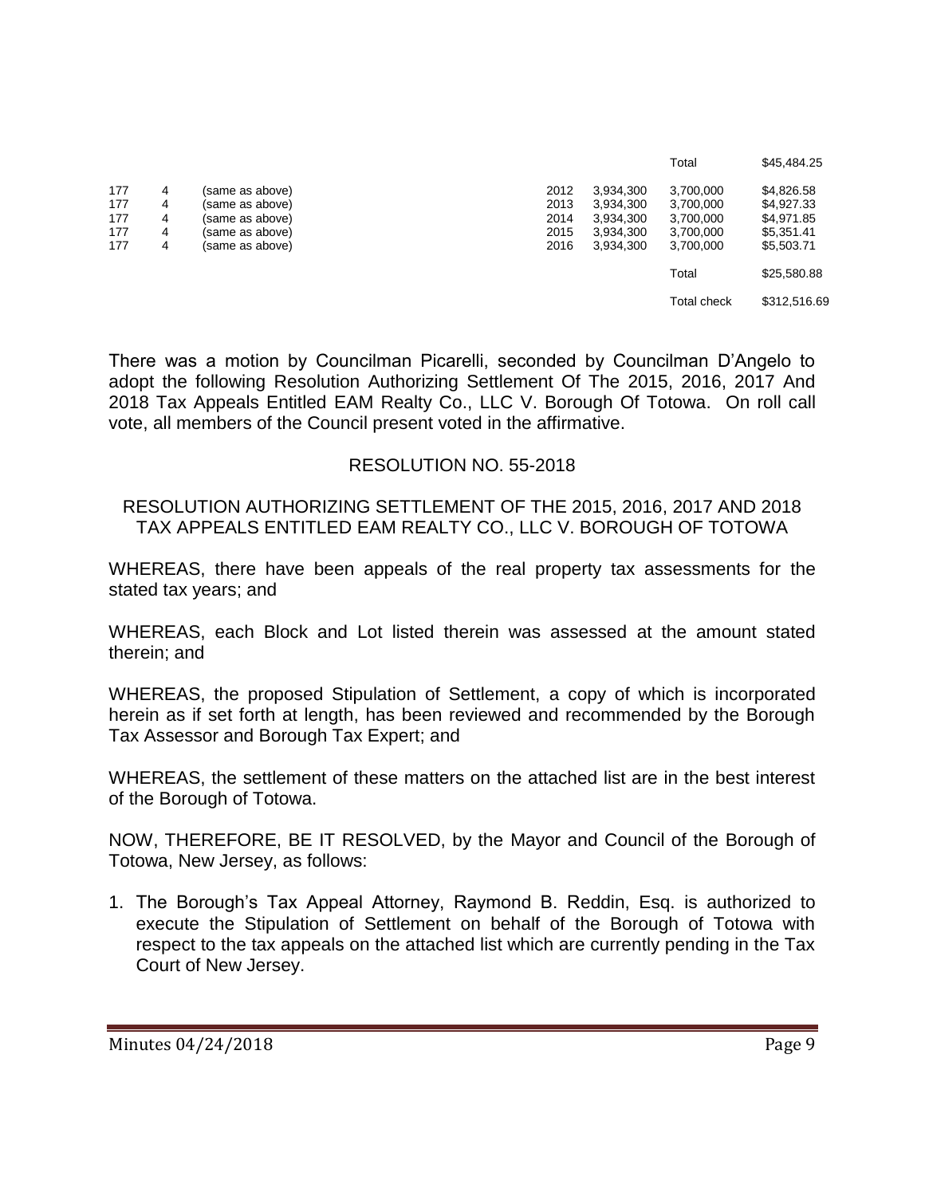| | | | | | | | |
|---|---|---|---|---|---|---|---|
| | | | | | | Total | $45,484.25 |
| 177 | 4 | (same as above) | | 2012 | 3,934,300 | 3,700,000 | $4,826.58 |
| 177 | 4 | (same as above) | | 2013 | 3,934,300 | 3,700,000 | $4,927.33 |
| 177 | 4 | (same as above) | | 2014 | 3,934,300 | 3,700,000 | $4,971.85 |
| 177 | 4 | (same as above) | | 2015 | 3,934,300 | 3,700,000 | $5,351.41 |
| 177 | 4 | (same as above) | | 2016 | 3,934,300 | 3,700,000 | $5,503.71 |
| | | | | | | Total | $25,580.88 |
| | | | | | | Total check | $312,516.69 |

There was a motion by Councilman Picarelli, seconded by Councilman D'Angelo to adopt the following Resolution Authorizing Settlement Of The 2015, 2016, 2017 And 2018 Tax Appeals Entitled EAM Realty Co., LLC V. Borough Of Totowa. On roll call vote, all members of the Council present voted in the affirmative.

RESOLUTION NO. 55-2018

RESOLUTION AUTHORIZING SETTLEMENT OF THE 2015, 2016, 2017 AND 2018 TAX APPEALS ENTITLED EAM REALTY CO., LLC V. BOROUGH OF TOTOWA

WHEREAS, there have been appeals of the real property tax assessments for the stated tax years; and

WHEREAS, each Block and Lot listed therein was assessed at the amount stated therein; and

WHEREAS, the proposed Stipulation of Settlement, a copy of which is incorporated herein as if set forth at length, has been reviewed and recommended by the Borough Tax Assessor and Borough Tax Expert; and

WHEREAS, the settlement of these matters on the attached list are in the best interest of the Borough of Totowa.

NOW, THEREFORE, BE IT RESOLVED, by the Mayor and Council of the Borough of Totowa, New Jersey, as follows:

1. The Borough's Tax Appeal Attorney, Raymond B. Reddin, Esq. is authorized to execute the Stipulation of Settlement on behalf of the Borough of Totowa with respect to the tax appeals on the attached list which are currently pending in the Tax Court of New Jersey.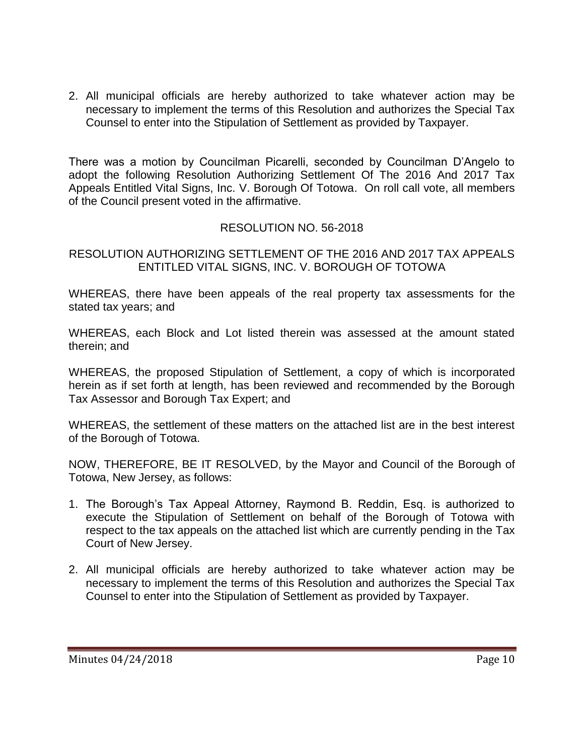2. All municipal officials are hereby authorized to take whatever action may be necessary to implement the terms of this Resolution and authorizes the Special Tax Counsel to enter into the Stipulation of Settlement as provided by Taxpayer.

There was a motion by Councilman Picarelli, seconded by Councilman D'Angelo to adopt the following Resolution Authorizing Settlement Of The 2016 And 2017 Tax Appeals Entitled Vital Signs, Inc. V. Borough Of Totowa. On roll call vote, all members of the Council present voted in the affirmative.

RESOLUTION NO. 56-2018

RESOLUTION AUTHORIZING SETTLEMENT OF THE 2016 AND 2017 TAX APPEALS ENTITLED VITAL SIGNS, INC. V. BOROUGH OF TOTOWA

WHEREAS, there have been appeals of the real property tax assessments for the stated tax years; and

WHEREAS, each Block and Lot listed therein was assessed at the amount stated therein; and

WHEREAS, the proposed Stipulation of Settlement, a copy of which is incorporated herein as if set forth at length, has been reviewed and recommended by the Borough Tax Assessor and Borough Tax Expert; and

WHEREAS, the settlement of these matters on the attached list are in the best interest of the Borough of Totowa.

NOW, THEREFORE, BE IT RESOLVED, by the Mayor and Council of the Borough of Totowa, New Jersey, as follows:

1. The Borough's Tax Appeal Attorney, Raymond B. Reddin, Esq. is authorized to execute the Stipulation of Settlement on behalf of the Borough of Totowa with respect to the tax appeals on the attached list which are currently pending in the Tax Court of New Jersey.

2. All municipal officials are hereby authorized to take whatever action may be necessary to implement the terms of this Resolution and authorizes the Special Tax Counsel to enter into the Stipulation of Settlement as provided by Taxpayer.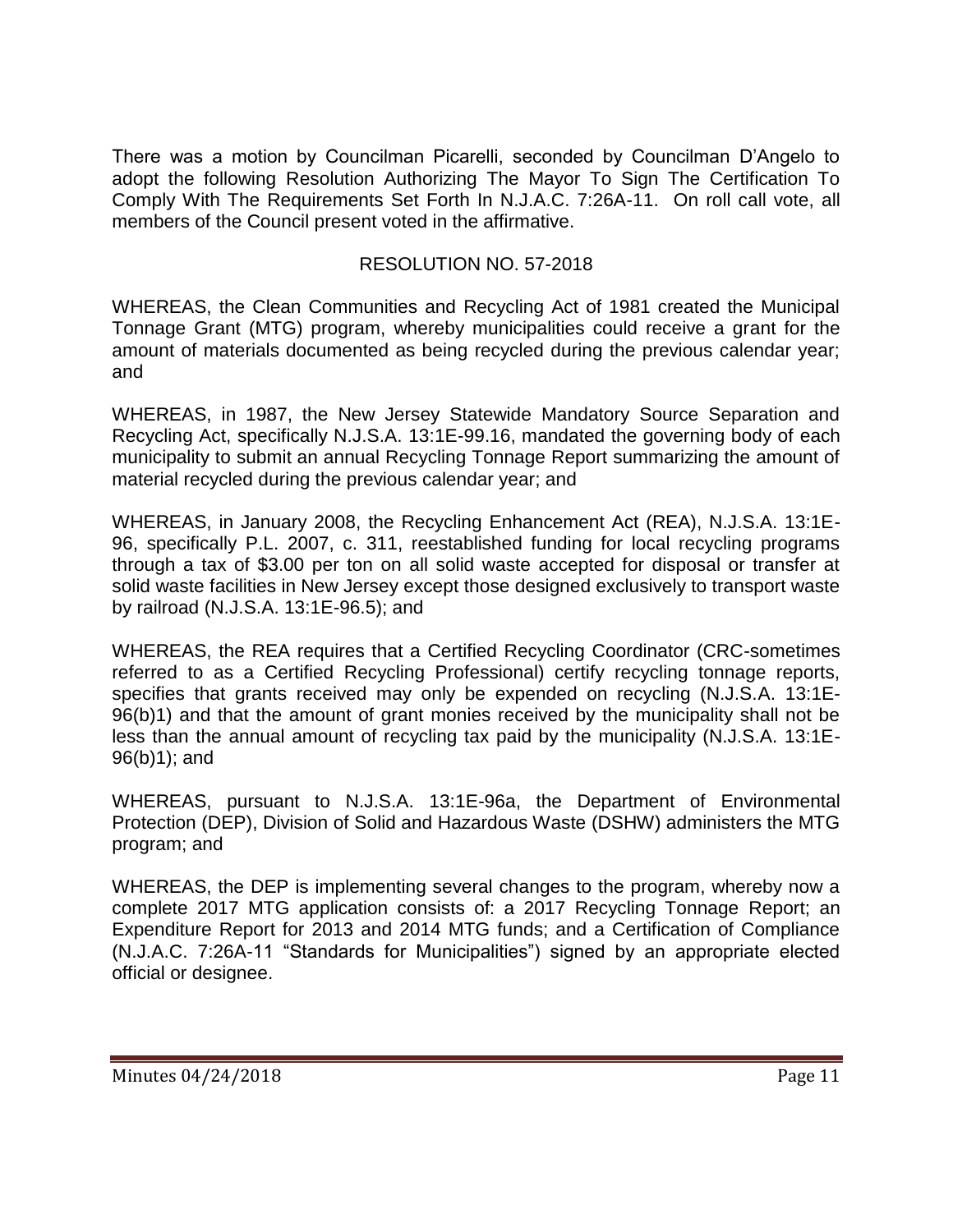There was a motion by Councilman Picarelli, seconded by Councilman D'Angelo to adopt the following Resolution Authorizing The Mayor To Sign The Certification To Comply With The Requirements Set Forth In N.J.A.C. 7:26A-11. On roll call vote, all members of the Council present voted in the affirmative.

RESOLUTION NO. 57-2018

WHEREAS, the Clean Communities and Recycling Act of 1981 created the Municipal Tonnage Grant (MTG) program, whereby municipalities could receive a grant for the amount of materials documented as being recycled during the previous calendar year; and

WHEREAS, in 1987, the New Jersey Statewide Mandatory Source Separation and Recycling Act, specifically N.J.S.A. 13:1E-99.16, mandated the governing body of each municipality to submit an annual Recycling Tonnage Report summarizing the amount of material recycled during the previous calendar year; and

WHEREAS, in January 2008, the Recycling Enhancement Act (REA), N.J.S.A. 13:1E-96, specifically P.L. 2007, c. 311, reestablished funding for local recycling programs through a tax of $3.00 per ton on all solid waste accepted for disposal or transfer at solid waste facilities in New Jersey except those designed exclusively to transport waste by railroad (N.J.S.A. 13:1E-96.5); and

WHEREAS, the REA requires that a Certified Recycling Coordinator (CRC-sometimes referred to as a Certified Recycling Professional) certify recycling tonnage reports, specifies that grants received may only be expended on recycling (N.J.S.A. 13:1E-96(b)1) and that the amount of grant monies received by the municipality shall not be less than the annual amount of recycling tax paid by the municipality (N.J.S.A. 13:1E-96(b)1); and

WHEREAS, pursuant to N.J.S.A. 13:1E-96a, the Department of Environmental Protection (DEP), Division of Solid and Hazardous Waste (DSHW) administers the MTG program; and

WHEREAS, the DEP is implementing several changes to the program, whereby now a complete 2017 MTG application consists of: a 2017 Recycling Tonnage Report; an Expenditure Report for 2013 and 2014 MTG funds; and a Certification of Compliance (N.J.A.C. 7:26A-11 "Standards for Municipalities") signed by an appropriate elected official or designee.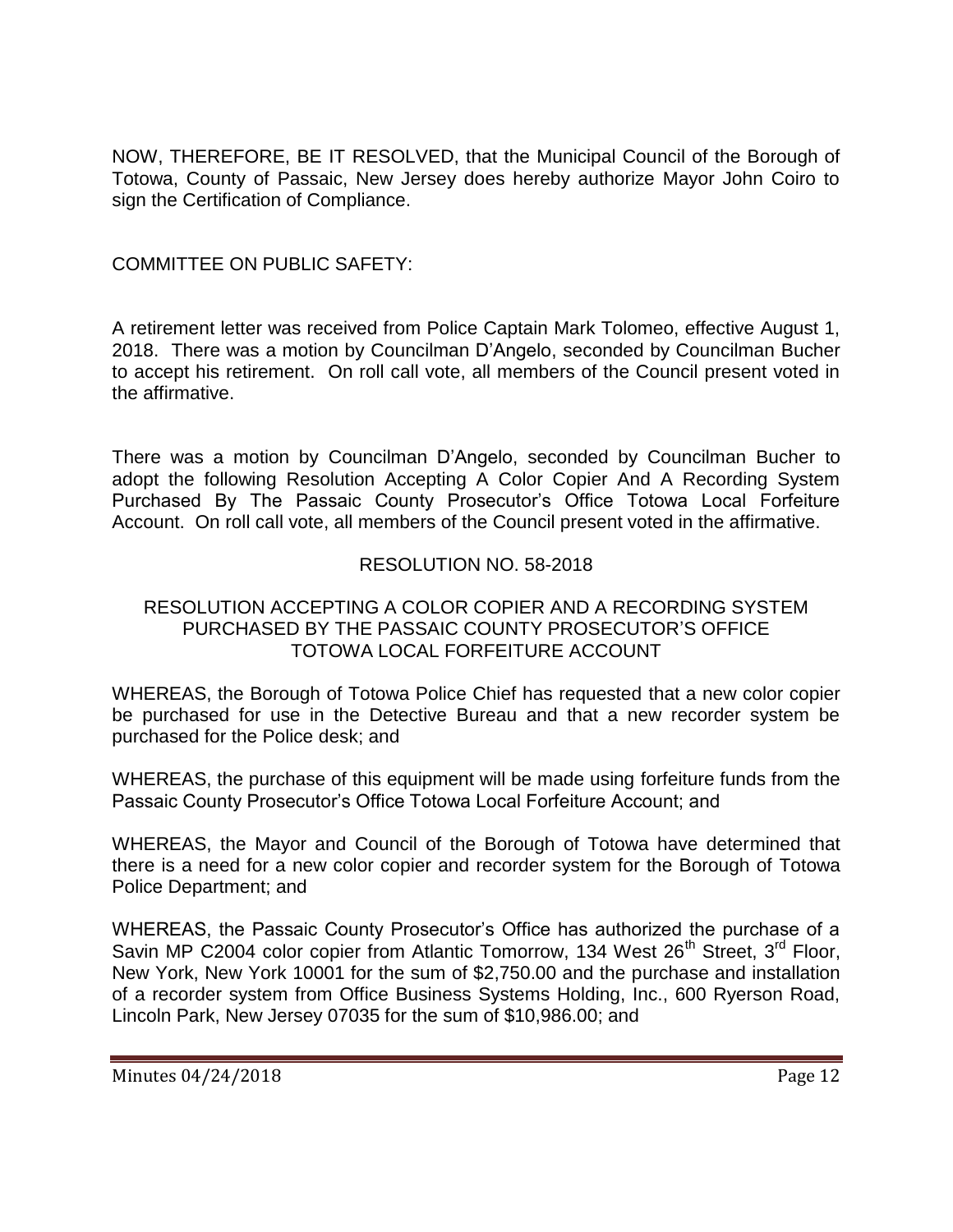NOW, THEREFORE, BE IT RESOLVED, that the Municipal Council of the Borough of Totowa, County of Passaic, New Jersey does hereby authorize Mayor John Coiro to sign the Certification of Compliance.

COMMITTEE ON PUBLIC SAFETY:

A retirement letter was received from Police Captain Mark Tolomeo, effective August 1, 2018. There was a motion by Councilman D'Angelo, seconded by Councilman Bucher to accept his retirement. On roll call vote, all members of the Council present voted in the affirmative.

There was a motion by Councilman D'Angelo, seconded by Councilman Bucher to adopt the following Resolution Accepting A Color Copier And A Recording System Purchased By The Passaic County Prosecutor's Office Totowa Local Forfeiture Account. On roll call vote, all members of the Council present voted in the affirmative.

RESOLUTION NO. 58-2018

RESOLUTION ACCEPTING A COLOR COPIER AND A RECORDING SYSTEM PURCHASED BY THE PASSAIC COUNTY PROSECUTOR'S OFFICE TOTOWA LOCAL FORFEITURE ACCOUNT

WHEREAS, the Borough of Totowa Police Chief has requested that a new color copier be purchased for use in the Detective Bureau and that a new recorder system be purchased for the Police desk; and

WHEREAS, the purchase of this equipment will be made using forfeiture funds from the Passaic County Prosecutor's Office Totowa Local Forfeiture Account; and

WHEREAS, the Mayor and Council of the Borough of Totowa have determined that there is a need for a new color copier and recorder system for the Borough of Totowa Police Department; and

WHEREAS, the Passaic County Prosecutor's Office has authorized the purchase of a Savin MP C2004 color copier from Atlantic Tomorrow, 134 West 26th Street, 3rd Floor, New York, New York 10001 for the sum of $2,750.00 and the purchase and installation of a recorder system from Office Business Systems Holding, Inc., 600 Ryerson Road, Lincoln Park, New Jersey 07035 for the sum of $10,986.00; and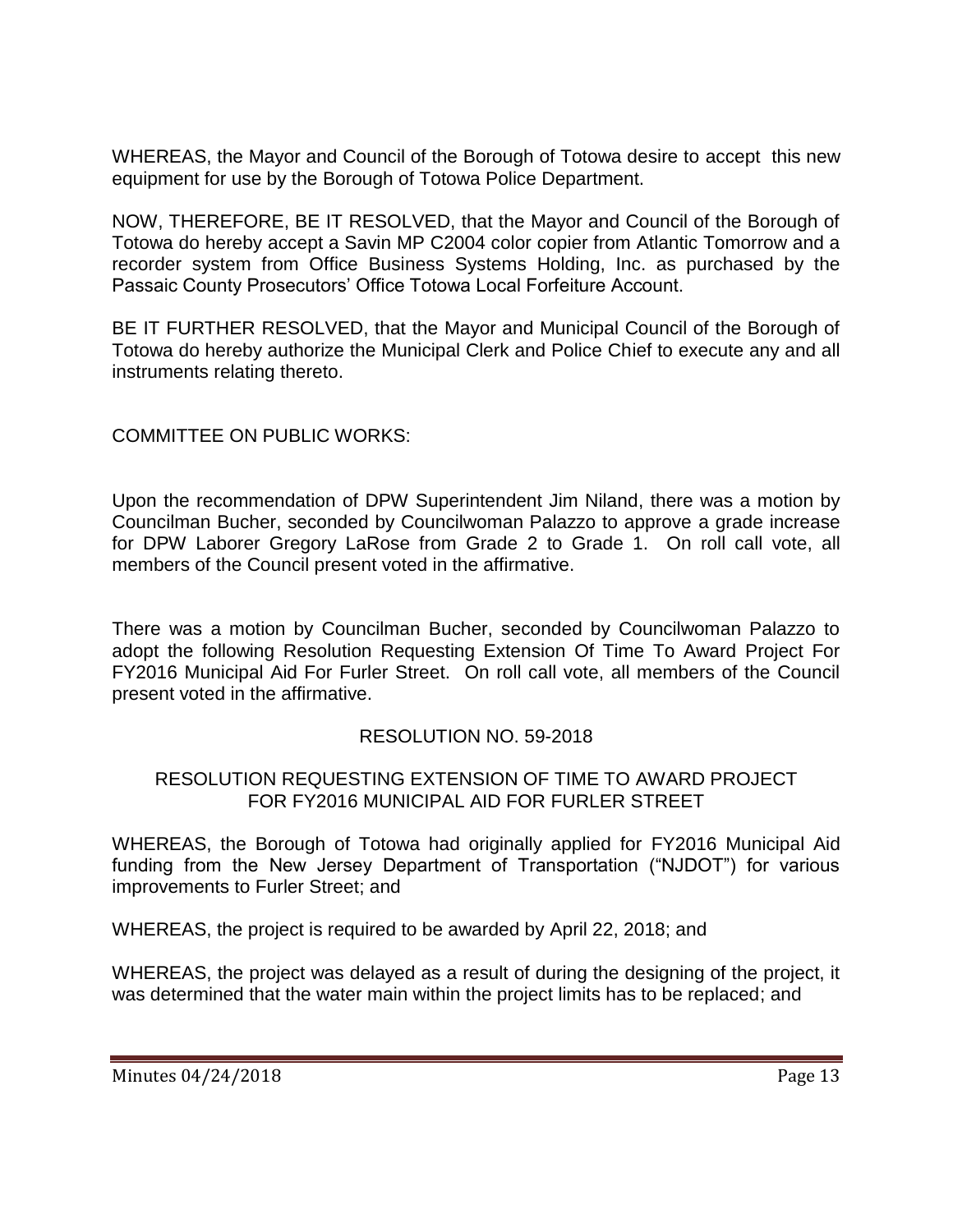WHEREAS, the Mayor and Council of the Borough of Totowa desire to accept this new equipment for use by the Borough of Totowa Police Department.

NOW, THEREFORE, BE IT RESOLVED, that the Mayor and Council of the Borough of Totowa do hereby accept a Savin MP C2004 color copier from Atlantic Tomorrow and a recorder system from Office Business Systems Holding, Inc. as purchased by the Passaic County Prosecutors' Office Totowa Local Forfeiture Account.

BE IT FURTHER RESOLVED, that the Mayor and Municipal Council of the Borough of Totowa do hereby authorize the Municipal Clerk and Police Chief to execute any and all instruments relating thereto.

COMMITTEE ON PUBLIC WORKS:

Upon the recommendation of DPW Superintendent Jim Niland, there was a motion by Councilman Bucher, seconded by Councilwoman Palazzo to approve a grade increase for DPW Laborer Gregory LaRose from Grade 2 to Grade 1. On roll call vote, all members of the Council present voted in the affirmative.

There was a motion by Councilman Bucher, seconded by Councilwoman Palazzo to adopt the following Resolution Requesting Extension Of Time To Award Project For FY2016 Municipal Aid For Furler Street. On roll call vote, all members of the Council present voted in the affirmative.

RESOLUTION NO. 59-2018

RESOLUTION REQUESTING EXTENSION OF TIME TO AWARD PROJECT FOR FY2016 MUNICIPAL AID FOR FURLER STREET

WHEREAS, the Borough of Totowa had originally applied for FY2016 Municipal Aid funding from the New Jersey Department of Transportation ("NJDOT") for various improvements to Furler Street; and

WHEREAS, the project is required to be awarded by April 22, 2018; and

WHEREAS, the project was delayed as a result of during the designing of the project, it was determined that the water main within the project limits has to be replaced; and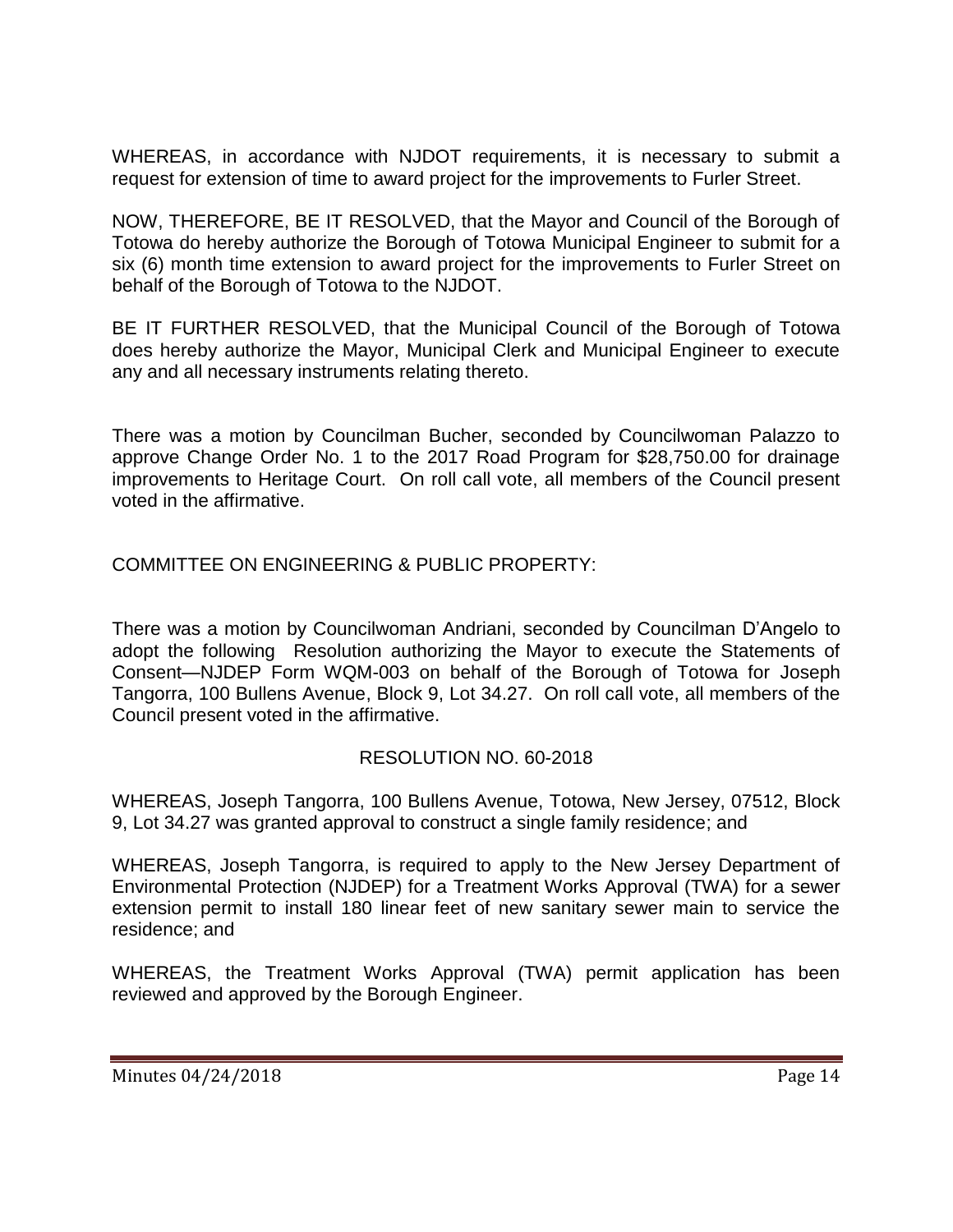WHEREAS, in accordance with NJDOT requirements, it is necessary to submit a request for extension of time to award project for the improvements to Furler Street.

NOW, THEREFORE, BE IT RESOLVED, that the Mayor and Council of the Borough of Totowa do hereby authorize the Borough of Totowa Municipal Engineer to submit for a six (6) month time extension to award project for the improvements to Furler Street on behalf of the Borough of Totowa to the NJDOT.

BE IT FURTHER RESOLVED, that the Municipal Council of the Borough of Totowa does hereby authorize the Mayor, Municipal Clerk and Municipal Engineer to execute any and all necessary instruments relating thereto.

There was a motion by Councilman Bucher, seconded by Councilwoman Palazzo to approve Change Order No. 1 to the 2017 Road Program for $28,750.00 for drainage improvements to Heritage Court. On roll call vote, all members of the Council present voted in the affirmative.

COMMITTEE ON ENGINEERING & PUBLIC PROPERTY:

There was a motion by Councilwoman Andriani, seconded by Councilman D'Angelo to adopt the following Resolution authorizing the Mayor to execute the Statements of Consent—NJDEP Form WQM-003 on behalf of the Borough of Totowa for Joseph Tangorra, 100 Bullens Avenue, Block 9, Lot 34.27. On roll call vote, all members of the Council present voted in the affirmative.

RESOLUTION NO. 60-2018

WHEREAS, Joseph Tangorra, 100 Bullens Avenue, Totowa, New Jersey, 07512, Block 9, Lot 34.27 was granted approval to construct a single family residence; and

WHEREAS, Joseph Tangorra, is required to apply to the New Jersey Department of Environmental Protection (NJDEP) for a Treatment Works Approval (TWA) for a sewer extension permit to install 180 linear feet of new sanitary sewer main to service the residence; and

WHEREAS, the Treatment Works Approval (TWA) permit application has been reviewed and approved by the Borough Engineer.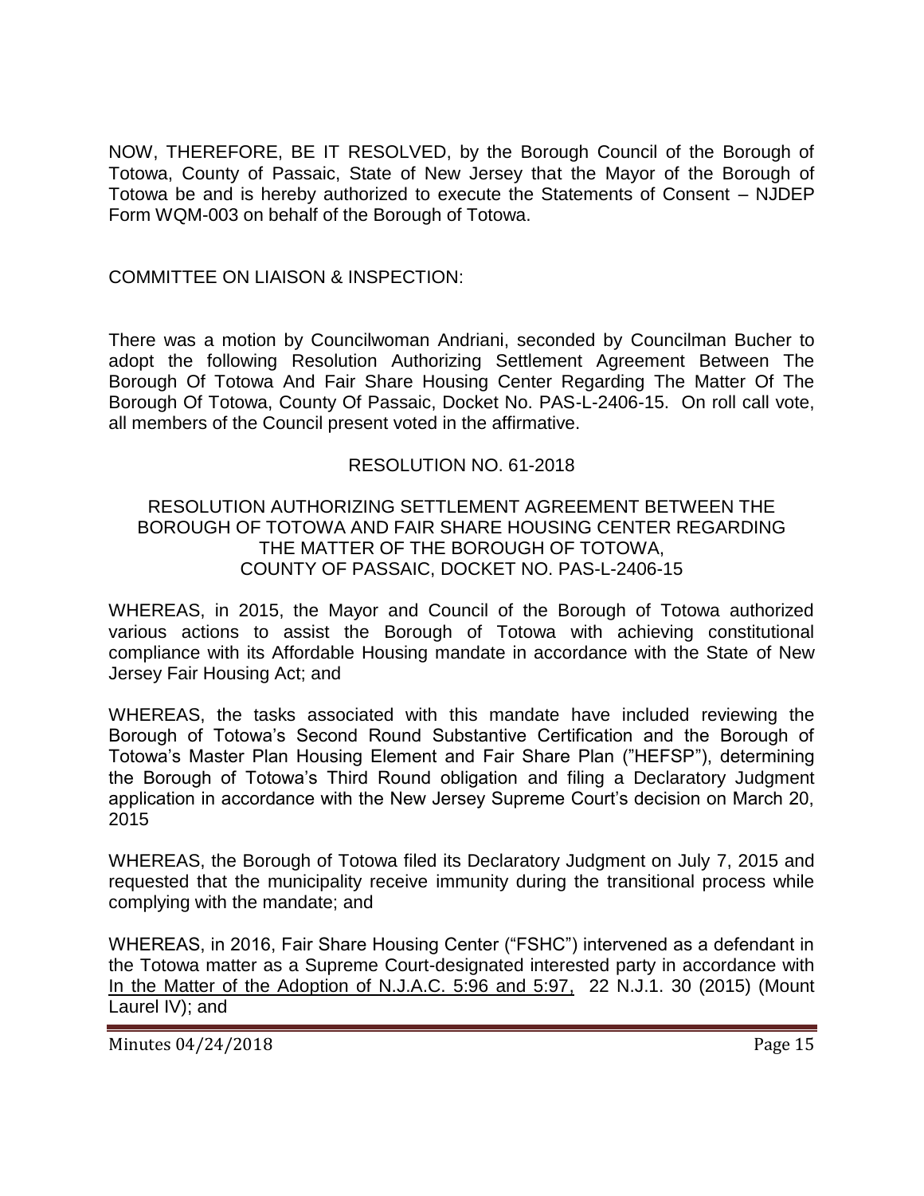NOW, THEREFORE, BE IT RESOLVED, by the Borough Council of the Borough of Totowa, County of Passaic, State of New Jersey that the Mayor of the Borough of Totowa be and is hereby authorized to execute the Statements of Consent – NJDEP Form WQM-003 on behalf of the Borough of Totowa.

COMMITTEE ON LIAISON & INSPECTION:

There was a motion by Councilwoman Andriani, seconded by Councilman Bucher to adopt the following Resolution Authorizing Settlement Agreement Between The Borough Of Totowa And Fair Share Housing Center Regarding The Matter Of The Borough Of Totowa, County Of Passaic, Docket No. PAS-L-2406-15. On roll call vote, all members of the Council present voted in the affirmative.

RESOLUTION NO. 61-2018

RESOLUTION AUTHORIZING SETTLEMENT AGREEMENT BETWEEN THE BOROUGH OF TOTOWA AND FAIR SHARE HOUSING CENTER REGARDING THE MATTER OF THE BOROUGH OF TOTOWA, COUNTY OF PASSAIC, DOCKET NO. PAS-L-2406-15

WHEREAS, in 2015, the Mayor and Council of the Borough of Totowa authorized various actions to assist the Borough of Totowa with achieving constitutional compliance with its Affordable Housing mandate in accordance with the State of New Jersey Fair Housing Act; and

WHEREAS, the tasks associated with this mandate have included reviewing the Borough of Totowa's Second Round Substantive Certification and the Borough of Totowa's Master Plan Housing Element and Fair Share Plan ("HEFSP"), determining the Borough of Totowa's Third Round obligation and filing a Declaratory Judgment application in accordance with the New Jersey Supreme Court's decision on March 20, 2015

WHEREAS, the Borough of Totowa filed its Declaratory Judgment on July 7, 2015 and requested that the municipality receive immunity during the transitional process while complying with the mandate; and

WHEREAS, in 2016, Fair Share Housing Center ("FSHC") intervened as a defendant in the Totowa matter as a Supreme Court-designated interested party in accordance with In the Matter of the Adoption of N.J.A.C. 5:96 and 5:97, 22 N.J.1. 30 (2015) (Mount Laurel IV); and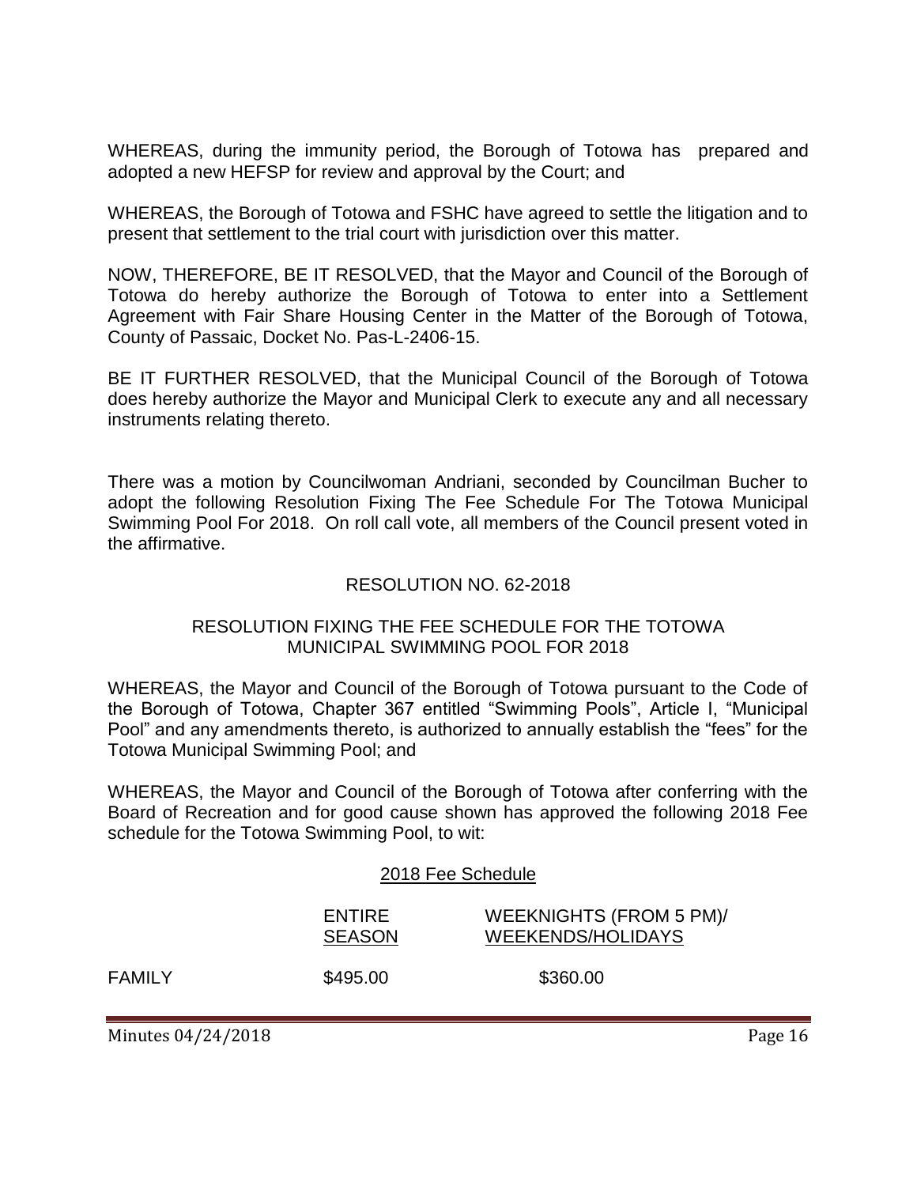WHEREAS, during the immunity period, the Borough of Totowa has prepared and adopted a new HEFSP for review and approval by the Court; and

WHEREAS, the Borough of Totowa and FSHC have agreed to settle the litigation and to present that settlement to the trial court with jurisdiction over this matter.

NOW, THEREFORE, BE IT RESOLVED, that the Mayor and Council of the Borough of Totowa do hereby authorize the Borough of Totowa to enter into a Settlement Agreement with Fair Share Housing Center in the Matter of the Borough of Totowa, County of Passaic, Docket No. Pas-L-2406-15.

BE IT FURTHER RESOLVED, that the Municipal Council of the Borough of Totowa does hereby authorize the Mayor and Municipal Clerk to execute any and all necessary instruments relating thereto.

There was a motion by Councilwoman Andriani, seconded by Councilman Bucher to adopt the following Resolution Fixing The Fee Schedule For The Totowa Municipal Swimming Pool For 2018. On roll call vote, all members of the Council present voted in the affirmative.

RESOLUTION NO. 62-2018

RESOLUTION FIXING THE FEE SCHEDULE FOR THE TOTOWA MUNICIPAL SWIMMING POOL FOR 2018

WHEREAS, the Mayor and Council of the Borough of Totowa pursuant to the Code of the Borough of Totowa, Chapter 367 entitled "Swimming Pools", Article I, "Municipal Pool" and any amendments thereto, is authorized to annually establish the "fees" for the Totowa Municipal Swimming Pool; and

WHEREAS, the Mayor and Council of the Borough of Totowa after conferring with the Board of Recreation and for good cause shown has approved the following 2018 Fee schedule for the Totowa Swimming Pool, to wit:

<u>2018 Fee Schedule</u>

| | ENTIRE SEASON | WEEKNIGHTS (FROM 5 PM)/ WEEKENDS/HOLIDAYS |
|---|---|---|
| FAMILY | $495.00 | $360.00 |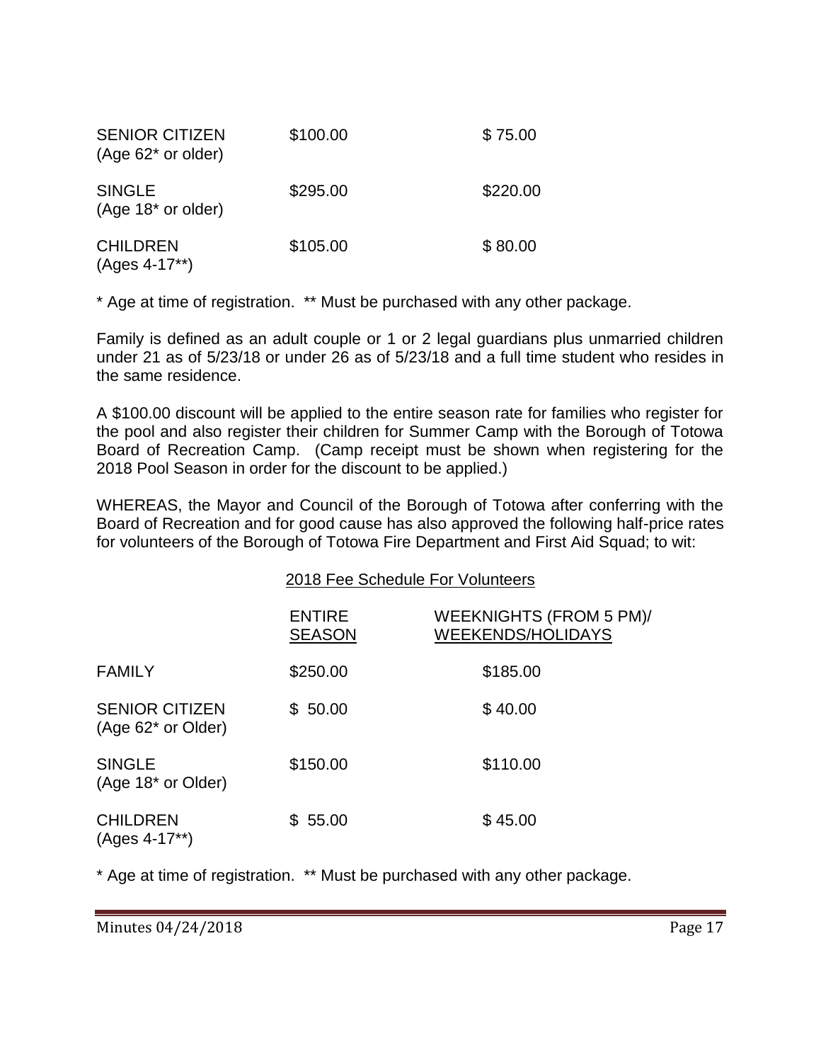| | | |
|---|---|---|
| SENIOR CITIZEN (Age 62* or older) | $100.00 | $ 75.00 |
| SINGLE (Age 18* or older) | $295.00 | $220.00 |
| CHILDREN (Ages 4-17**) | $105.00 | $ 80.00 |

* Age at time of registration. ** Must be purchased with any other package.

Family is defined as an adult couple or 1 or 2 legal guardians plus unmarried children under 21 as of 5/23/18 or under 26 as of 5/23/18 and a full time student who resides in the same residence.

A $100.00 discount will be applied to the entire season rate for families who register for the pool and also register their children for Summer Camp with the Borough of Totowa Board of Recreation Camp. (Camp receipt must be shown when registering for the 2018 Pool Season in order for the discount to be applied.)

WHEREAS, the Mayor and Council of the Borough of Totowa after conferring with the Board of Recreation and for good cause has also approved the following half-price rates for volunteers of the Borough of Totowa Fire Department and First Aid Squad; to wit:

<u>2018 Fee Schedule For Volunteers</u>

| | ENTIRE SEASON | WEEKNIGHTS (FROM 5 PM)/ WEEKENDS/HOLIDAYS |
|---|---|---|
| FAMILY | $250.00 | $185.00 |
| SENIOR CITIZEN (Age 62* or Older) | $ 50.00 | $ 40.00 |
| SINGLE (Age 18* or Older) | $150.00 | $110.00 |
| CHILDREN (Ages 4-17**) | $ 55.00 | $ 45.00 |

* Age at time of registration. ** Must be purchased with any other package.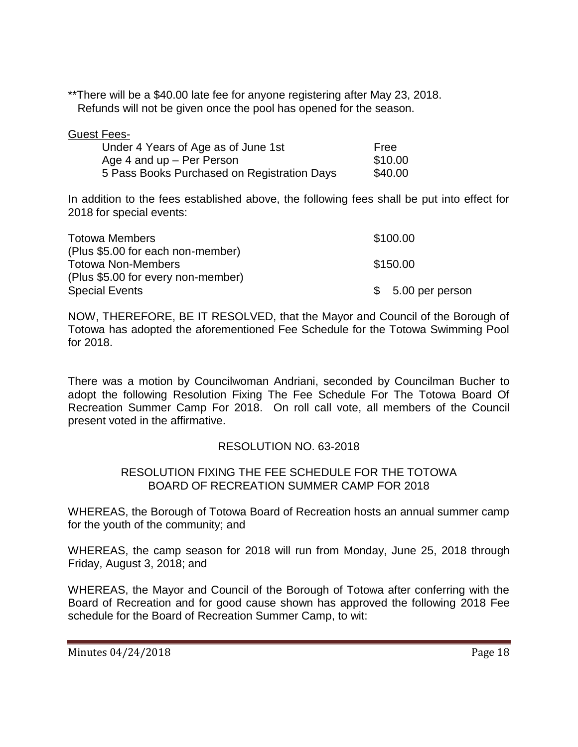**There will be a $40.00 late fee for anyone registering after May 23, 2018.
Refunds will not be given once the pool has opened for the season.

Guest Fees-

| | |
|---|---|
| Under 4 Years of Age as of June 1st | Free |
| Age 4 and up – Per Person | $10.00 |
| 5 Pass Books Purchased on Registration Days | $40.00 |

In addition to the fees established above, the following fees shall be put into effect for 2018 for special events:

| | |
|---|---|
| Totowa Members<br>(Plus $5.00 for each non-member) | $100.00 |
| Totowa Non-Members<br>(Plus $5.00 for every non-member) | $150.00 |
| Special Events | $ 5.00 per person |

NOW, THEREFORE, BE IT RESOLVED, that the Mayor and Council of the Borough of Totowa has adopted the aforementioned Fee Schedule for the Totowa Swimming Pool for 2018.

There was a motion by Councilwoman Andriani, seconded by Councilman Bucher to adopt the following Resolution Fixing The Fee Schedule For The Totowa Board Of Recreation Summer Camp For 2018. On roll call vote, all members of the Council present voted in the affirmative.

RESOLUTION NO. 63-2018

RESOLUTION FIXING THE FEE SCHEDULE FOR THE TOTOWA BOARD OF RECREATION SUMMER CAMP FOR 2018

WHEREAS, the Borough of Totowa Board of Recreation hosts an annual summer camp for the youth of the community; and

WHEREAS, the camp season for 2018 will run from Monday, June 25, 2018 through Friday, August 3, 2018; and

WHEREAS, the Mayor and Council of the Borough of Totowa after conferring with the Board of Recreation and for good cause shown has approved the following 2018 Fee schedule for the Board of Recreation Summer Camp, to wit: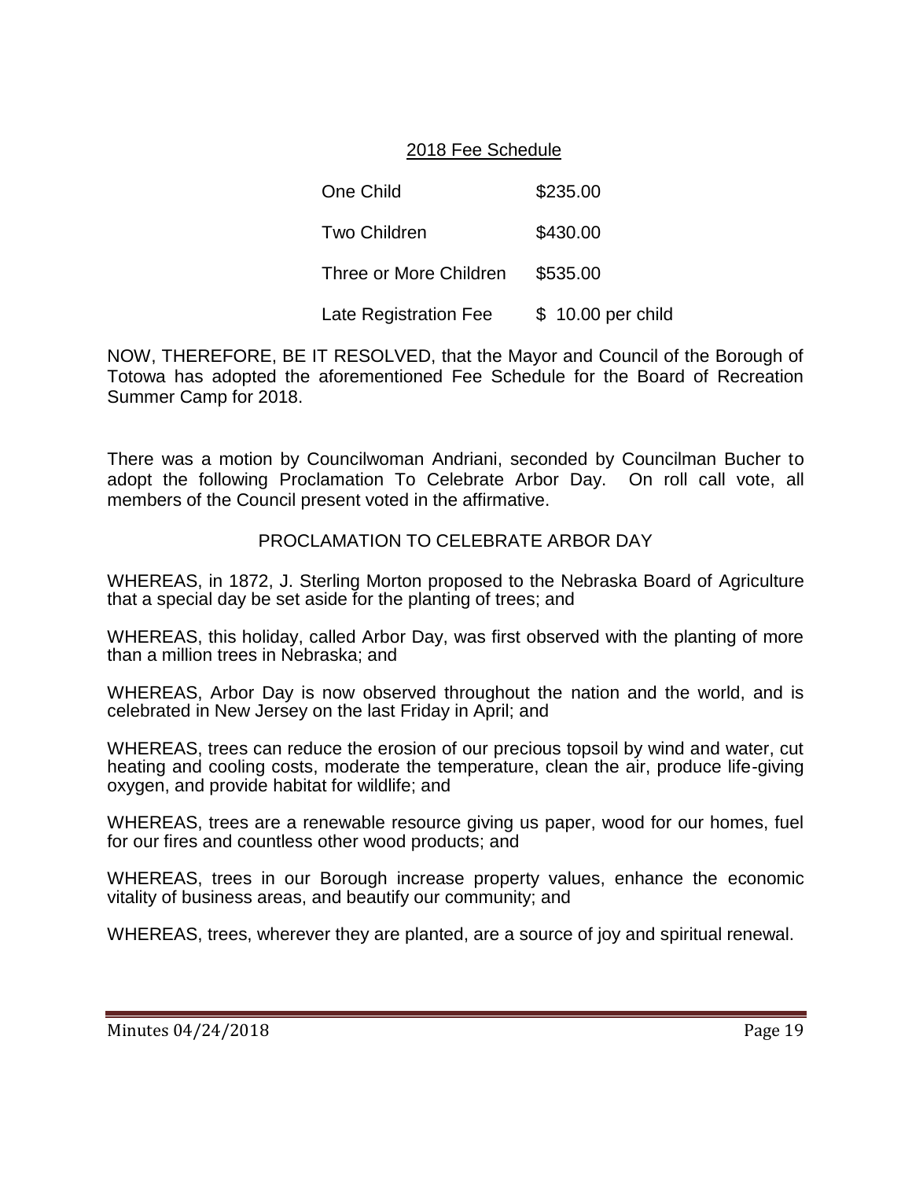2018 Fee Schedule

| | |
|---|---|
| One Child | $235.00 |
| Two Children | $430.00 |
| Three or More Children | $535.00 |
| Late Registration Fee | $ 10.00 per child |

NOW, THEREFORE, BE IT RESOLVED, that the Mayor and Council of the Borough of Totowa has adopted the aforementioned Fee Schedule for the Board of Recreation Summer Camp for 2018.

There was a motion by Councilwoman Andriani, seconded by Councilman Bucher to adopt the following Proclamation To Celebrate Arbor Day. On roll call vote, all members of the Council present voted in the affirmative.

PROCLAMATION TO CELEBRATE ARBOR DAY

WHEREAS, in 1872, J. Sterling Morton proposed to the Nebraska Board of Agriculture that a special day be set aside for the planting of trees; and

WHEREAS, this holiday, called Arbor Day, was first observed with the planting of more than a million trees in Nebraska; and

WHEREAS, Arbor Day is now observed throughout the nation and the world, and is celebrated in New Jersey on the last Friday in April; and

WHEREAS, trees can reduce the erosion of our precious topsoil by wind and water, cut heating and cooling costs, moderate the temperature, clean the air, produce life-giving oxygen, and provide habitat for wildlife; and

WHEREAS, trees are a renewable resource giving us paper, wood for our homes, fuel for our fires and countless other wood products; and

WHEREAS, trees in our Borough increase property values, enhance the economic vitality of business areas, and beautify our community; and

WHEREAS, trees, wherever they are planted, are a source of joy and spiritual renewal.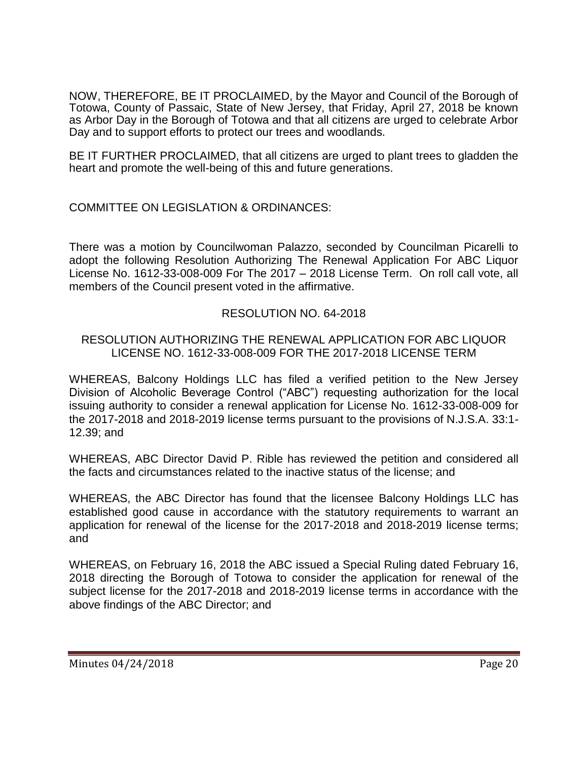NOW, THEREFORE, BE IT PROCLAIMED, by the Mayor and Council of the Borough of Totowa, County of Passaic, State of New Jersey, that Friday, April 27, 2018 be known as Arbor Day in the Borough of Totowa and that all citizens are urged to celebrate Arbor Day and to support efforts to protect our trees and woodlands.

BE IT FURTHER PROCLAIMED, that all citizens are urged to plant trees to gladden the heart and promote the well-being of this and future generations.

COMMITTEE ON LEGISLATION & ORDINANCES:

There was a motion by Councilwoman Palazzo, seconded by Councilman Picarelli to adopt the following Resolution Authorizing The Renewal Application For ABC Liquor License No. 1612-33-008-009 For The 2017 – 2018 License Term. On roll call vote, all members of the Council present voted in the affirmative.

RESOLUTION NO. 64-2018

RESOLUTION AUTHORIZING THE RENEWAL APPLICATION FOR ABC LIQUOR LICENSE NO. 1612-33-008-009 FOR THE 2017-2018 LICENSE TERM

WHEREAS, Balcony Holdings LLC has filed a verified petition to the New Jersey Division of Alcoholic Beverage Control ("ABC") requesting authorization for the local issuing authority to consider a renewal application for License No. 1612-33-008-009 for the 2017-2018 and 2018-2019 license terms pursuant to the provisions of N.J.S.A. 33:1-12.39; and

WHEREAS, ABC Director David P. Rible has reviewed the petition and considered all the facts and circumstances related to the inactive status of the license; and

WHEREAS, the ABC Director has found that the licensee Balcony Holdings LLC has established good cause in accordance with the statutory requirements to warrant an application for renewal of the license for the 2017-2018 and 2018-2019 license terms; and

WHEREAS, on February 16, 2018 the ABC issued a Special Ruling dated February 16, 2018 directing the Borough of Totowa to consider the application for renewal of the subject license for the 2017-2018 and 2018-2019 license terms in accordance with the above findings of the ABC Director; and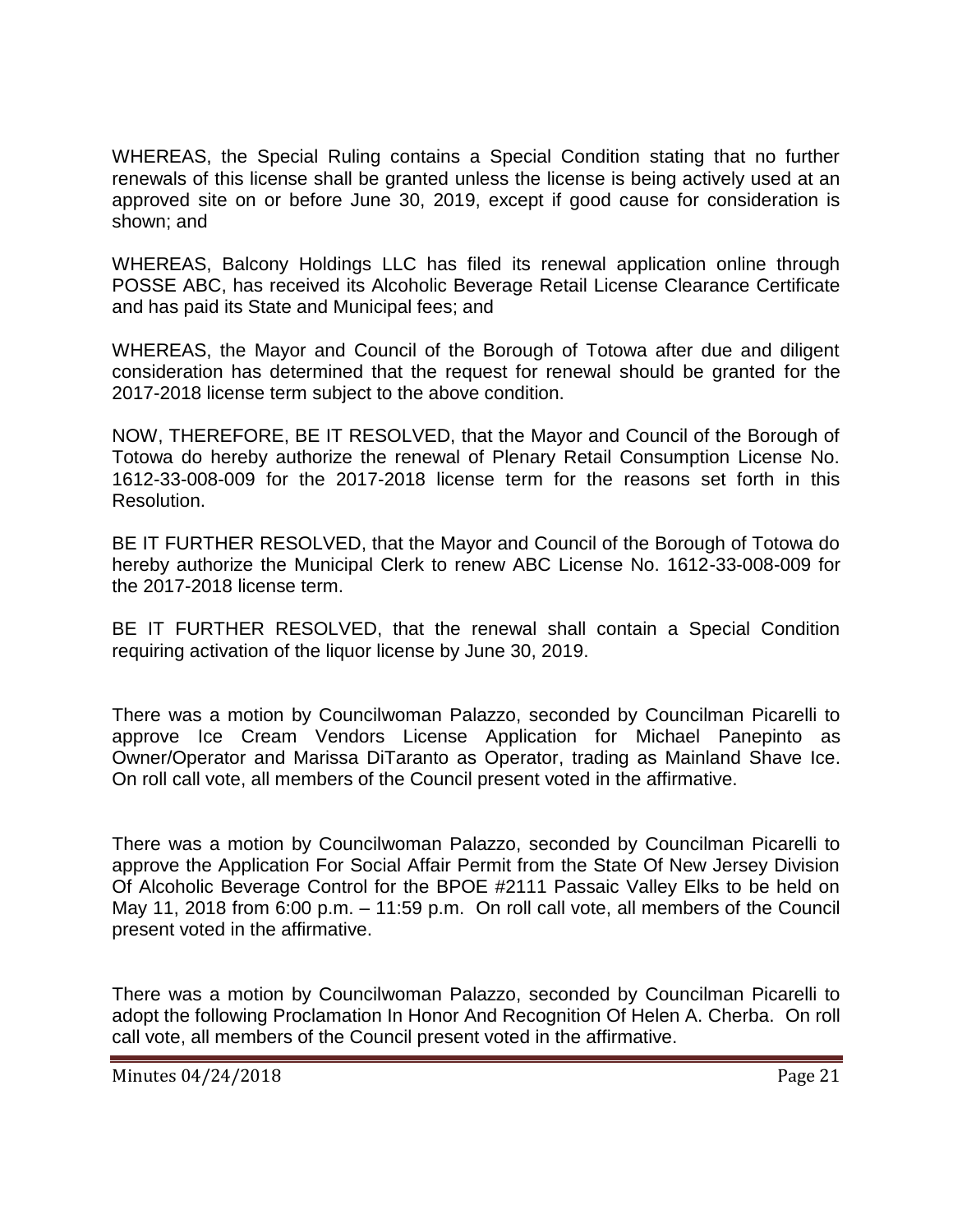WHEREAS, the Special Ruling contains a Special Condition stating that no further renewals of this license shall be granted unless the license is being actively used at an approved site on or before June 30, 2019, except if good cause for consideration is shown; and

WHEREAS, Balcony Holdings LLC has filed its renewal application online through POSSE ABC, has received its Alcoholic Beverage Retail License Clearance Certificate and has paid its State and Municipal fees; and

WHEREAS, the Mayor and Council of the Borough of Totowa after due and diligent consideration has determined that the request for renewal should be granted for the 2017-2018 license term subject to the above condition.

NOW, THEREFORE, BE IT RESOLVED, that the Mayor and Council of the Borough of Totowa do hereby authorize the renewal of Plenary Retail Consumption License No. 1612-33-008-009 for the 2017-2018 license term for the reasons set forth in this Resolution.

BE IT FURTHER RESOLVED, that the Mayor and Council of the Borough of Totowa do hereby authorize the Municipal Clerk to renew ABC License No. 1612-33-008-009 for the 2017-2018 license term.

BE IT FURTHER RESOLVED, that the renewal shall contain a Special Condition requiring activation of the liquor license by June 30, 2019.

There was a motion by Councilwoman Palazzo, seconded by Councilman Picarelli to approve Ice Cream Vendors License Application for Michael Panepinto as Owner/Operator and Marissa DiTaranto as Operator, trading as Mainland Shave Ice. On roll call vote, all members of the Council present voted in the affirmative.

There was a motion by Councilwoman Palazzo, seconded by Councilman Picarelli to approve the Application For Social Affair Permit from the State Of New Jersey Division Of Alcoholic Beverage Control for the BPOE #2111 Passaic Valley Elks to be held on May 11, 2018 from 6:00 p.m. – 11:59 p.m. On roll call vote, all members of the Council present voted in the affirmative.

There was a motion by Councilwoman Palazzo, seconded by Councilman Picarelli to adopt the following Proclamation In Honor And Recognition Of Helen A. Cherba. On roll call vote, all members of the Council present voted in the affirmative.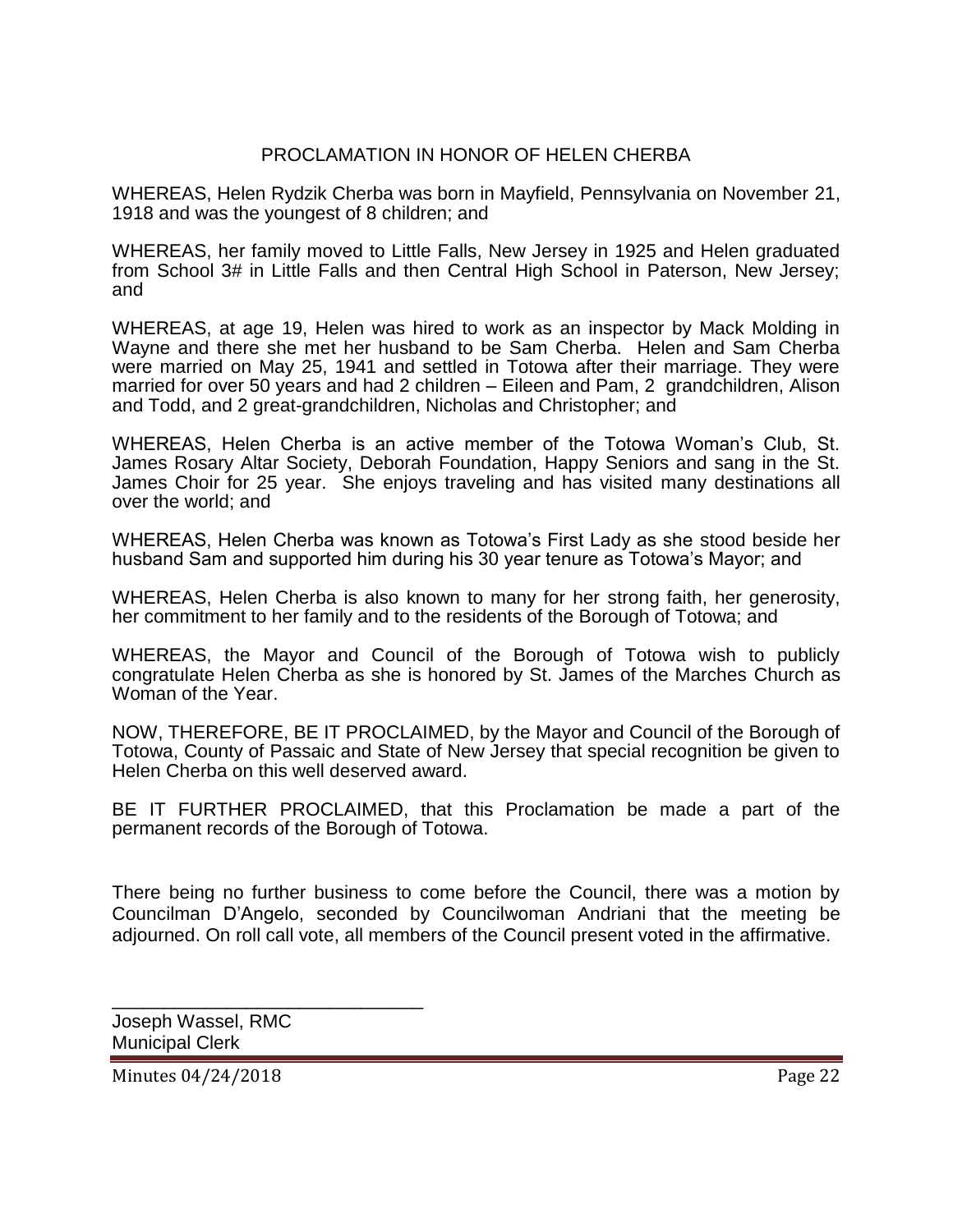## PROCLAMATION IN HONOR OF HELEN CHERBA

WHEREAS, Helen Rydzik Cherba was born in Mayfield, Pennsylvania on November 21, 1918 and was the youngest of 8 children; and

WHEREAS, her family moved to Little Falls, New Jersey in 1925 and Helen graduated from School 3# in Little Falls and then Central High School in Paterson, New Jersey; and

WHEREAS, at age 19, Helen was hired to work as an inspector by Mack Molding in Wayne and there she met her husband to be Sam Cherba. Helen and Sam Cherba were married on May 25, 1941 and settled in Totowa after their marriage. They were married for over 50 years and had 2 children – Eileen and Pam, 2 grandchildren, Alison and Todd, and 2 great-grandchildren, Nicholas and Christopher; and

WHEREAS, Helen Cherba is an active member of the Totowa Woman's Club, St. James Rosary Altar Society, Deborah Foundation, Happy Seniors and sang in the St. James Choir for 25 year. She enjoys traveling and has visited many destinations all over the world; and

WHEREAS, Helen Cherba was known as Totowa's First Lady as she stood beside her husband Sam and supported him during his 30 year tenure as Totowa's Mayor; and

WHEREAS, Helen Cherba is also known to many for her strong faith, her generosity, her commitment to her family and to the residents of the Borough of Totowa; and

WHEREAS, the Mayor and Council of the Borough of Totowa wish to publicly congratulate Helen Cherba as she is honored by St. James of the Marches Church as Woman of the Year.

NOW, THEREFORE, BE IT PROCLAIMED, by the Mayor and Council of the Borough of Totowa, County of Passaic and State of New Jersey that special recognition be given to Helen Cherba on this well deserved award.

BE IT FURTHER PROCLAIMED, that this Proclamation be made a part of the permanent records of the Borough of Totowa.

There being no further business to come before the Council, there was a motion by Councilman D'Angelo, seconded by Councilwoman Andriani that the meeting be adjourned. On roll call vote, all members of the Council present voted in the affirmative.

\_\_\_\_\_\_\_\_\_\_\_\_\_\_\_\_\_\_\_\_\_\_\_\_\_\_\_\_\_\_\_

Joseph Wassel, RMC
Municipal Clerk